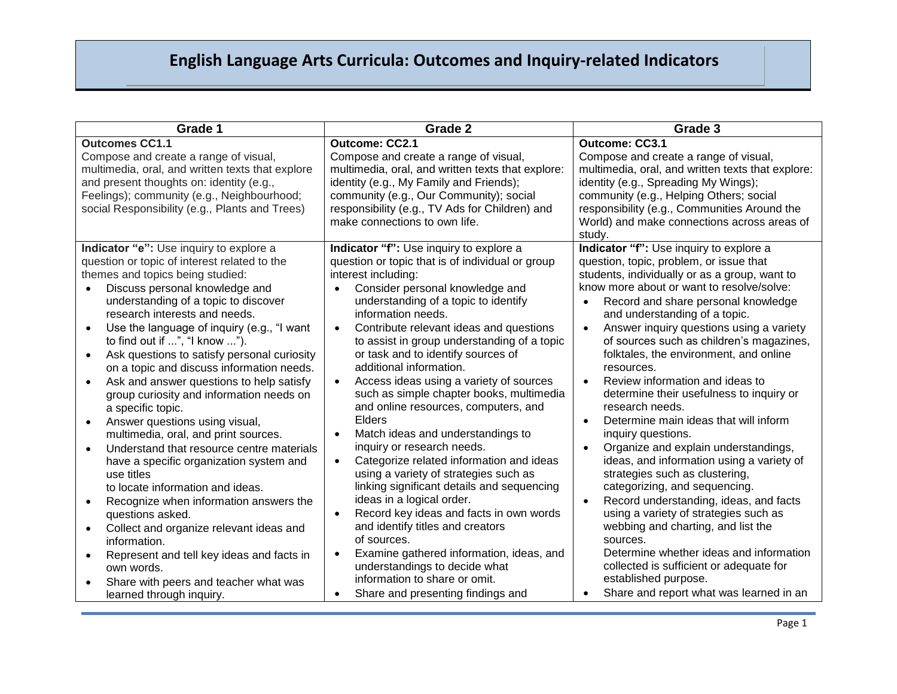# English Language Arts Curricula: Outcomes and Inquiry-related Indicators

| Grade 1 | Grade 2 | Grade 3 |
|---|---|---|
| **Outcomes CC1.1**<br>Compose and create a range of visual, multimedia, oral, and written texts that explore and present thoughts on: identity (e.g., Feelings); community (e.g., Neighbourhood; social Responsibility (e.g., Plants and Trees) | **Outcome: CC2.1**<br>Compose and create a range of visual, multimedia, oral, and written texts that explore: identity (e.g., My Family and Friends); community (e.g., Our Community); social responsibility (e.g., TV Ads for Children) and make connections to own life. | **Outcome: CC3.1**<br>Compose and create a range of visual, multimedia, oral, and written texts that explore: identity (e.g., Spreading My Wings); community (e.g., Helping Others; social responsibility (e.g., Communities Around the World) and make connections across areas of study. |
| **Indicator "e":** Use inquiry to explore a question or topic of interest related to the themes and topics being studied:<br>• Discuss personal knowledge and understanding of a topic to discover research interests and needs.<br>• Use the language of inquiry (e.g., "I want to find out if ...", "I know ...").<br>• Ask questions to satisfy personal curiosity on a topic and discuss information needs.<br>• Ask and answer questions to help satisfy group curiosity and information needs on a specific topic.<br>• Answer questions using visual, multimedia, oral, and print sources.<br>• Understand that resource centre materials have a specific organization system and use titles to locate information and ideas.<br>• Recognize when information answers the questions asked.<br>• Collect and organize relevant ideas and information.<br>• Represent and tell key ideas and facts in own words.<br>• Share with peers and teacher what was learned through inquiry. | **Indicator "f":** Use inquiry to explore a question or topic that is of individual or group interest including:<br>• Consider personal knowledge and understanding of a topic to identify information needs.<br>• Contribute relevant ideas and questions to assist in group understanding of a topic or task and to identify sources of additional information.<br>• Access ideas using a variety of sources such as simple chapter books, multimedia and online resources, computers, and Elders<br>• Match ideas and understandings to inquiry or research needs.<br>• Categorize related information and ideas using a variety of strategies such as linking significant details and sequencing ideas in a logical order.<br>• Record key ideas and facts in own words and identify titles and creators of sources.<br>• Examine gathered information, ideas, and understandings to decide what information to share or omit.<br>• Share and presenting findings and | **Indicator "f":** Use inquiry to explore a question, topic, problem, or issue that students, individually or as a group, want to know more about or want to resolve/solve:<br>• Record and share personal knowledge and understanding of a topic.<br>• Answer inquiry questions using a variety of sources such as children's magazines, folktales, the environment, and online resources.<br>• Review information and ideas to determine their usefulness to inquiry or research needs.<br>• Determine main ideas that will inform inquiry questions.<br>• Organize and explain understandings, ideas, and information using a variety of strategies such as clustering, categorizing, and sequencing.<br>• Record understanding, ideas, and facts using a variety of strategies such as webbing and charting, and list the sources.<br>Determine whether ideas and information collected is sufficient or adequate for established purpose.<br>• Share and report what was learned in an |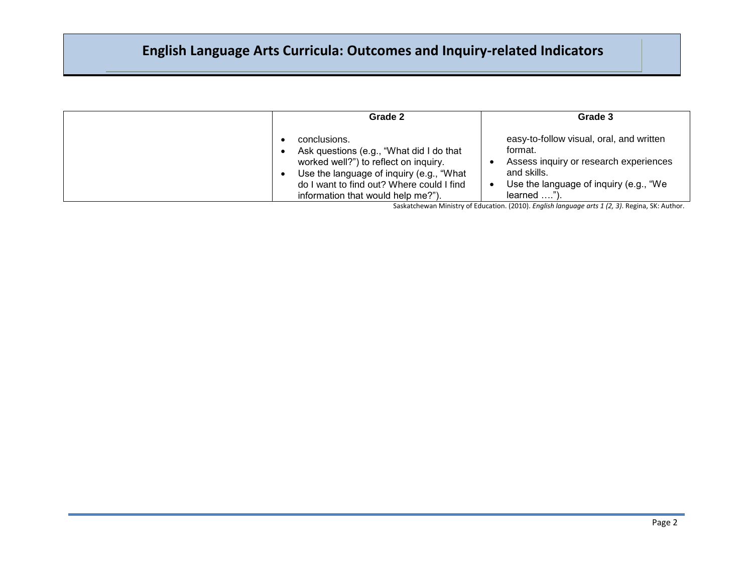# English Language Arts Curricula: Outcomes and Inquiry-related Indicators

| | Grade 2 | Grade 3 |
|---|---|---|
| | • conclusions.<br>• Ask questions (e.g., "What did I do that worked well?") to reflect on inquiry.<br>• Use the language of inquiry (e.g., "What do I want to find out? Where could I find information that would help me?"). | easy-to-follow visual, oral, and written format.<br>• Assess inquiry or research experiences and skills.<br>• Use the language of inquiry (e.g., "We learned ...."). |

Saskatchewan Ministry of Education. (2010). *English language arts 1 (2, 3)*. Regina, SK: Author.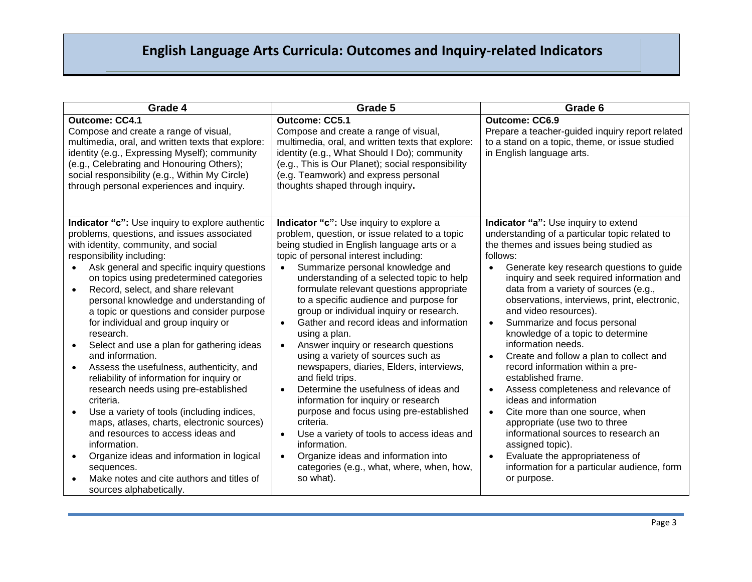# English Language Arts Curricula: Outcomes and Inquiry-related Indicators

| Grade 4 | Grade 5 | Grade 6 |
|---|---|---|
| **Outcome: CC4.1**<br>Compose and create a range of visual, multimedia, oral, and written texts that explore: identity (e.g., Expressing Myself); community (e.g., Celebrating and Honouring Others); social responsibility (e.g., Within My Circle) through personal experiences and inquiry. | **Outcome: CC5.1**<br>Compose and create a range of visual, multimedia, oral, and written texts that explore: identity (e.g., What Should I Do); community (e.g., This is Our Planet); social responsibility (e.g. Teamwork) and express personal thoughts shaped through inquiry**.** | **Outcome: CC6.9**<br>Prepare a teacher-guided inquiry report related to a stand on a topic, theme, or issue studied in English language arts. |
| **Indicator "c":** Use inquiry to explore authentic problems, questions, and issues associated with identity, community, and social responsibility including:<br>• Ask general and specific inquiry questions on topics using predetermined categories<br>• Record, select, and share relevant personal knowledge and understanding of a topic or questions and consider purpose for individual and group inquiry or research.<br>• Select and use a plan for gathering ideas and information.<br>• Assess the usefulness, authenticity, and reliability of information for inquiry or research needs using pre-established criteria.<br>• Use a variety of tools (including indices, maps, atlases, charts, electronic sources) and resources to access ideas and information.<br>• Organize ideas and information in logical sequences.<br>• Make notes and cite authors and titles of sources alphabetically. | **Indicator "c":** Use inquiry to explore a problem, question, or issue related to a topic being studied in English language arts or a topic of personal interest including:<br>• Summarize personal knowledge and understanding of a selected topic to help formulate relevant questions appropriate to a specific audience and purpose for group or individual inquiry or research.<br>• Gather and record ideas and information using a plan.<br>• Answer inquiry or research questions using a variety of sources such as newspapers, diaries, Elders, interviews, and field trips.<br>• Determine the usefulness of ideas and information for inquiry or research purpose and focus using pre-established criteria.<br>• Use a variety of tools to access ideas and information.<br>• Organize ideas and information into categories (e.g., what, where, when, how, so what). | **Indicator "a":** Use inquiry to extend understanding of a particular topic related to the themes and issues being studied as follows:<br>• Generate key research questions to guide inquiry and seek required information and data from a variety of sources (e.g., observations, interviews, print, electronic, and video resources).<br>• Summarize and focus personal knowledge of a topic to determine information needs.<br>• Create and follow a plan to collect and record information within a pre-established frame.<br>• Assess completeness and relevance of ideas and information<br>• Cite more than one source, when appropriate (use two to three informational sources to research an assigned topic).<br>• Evaluate the appropriateness of information for a particular audience, form or purpose. |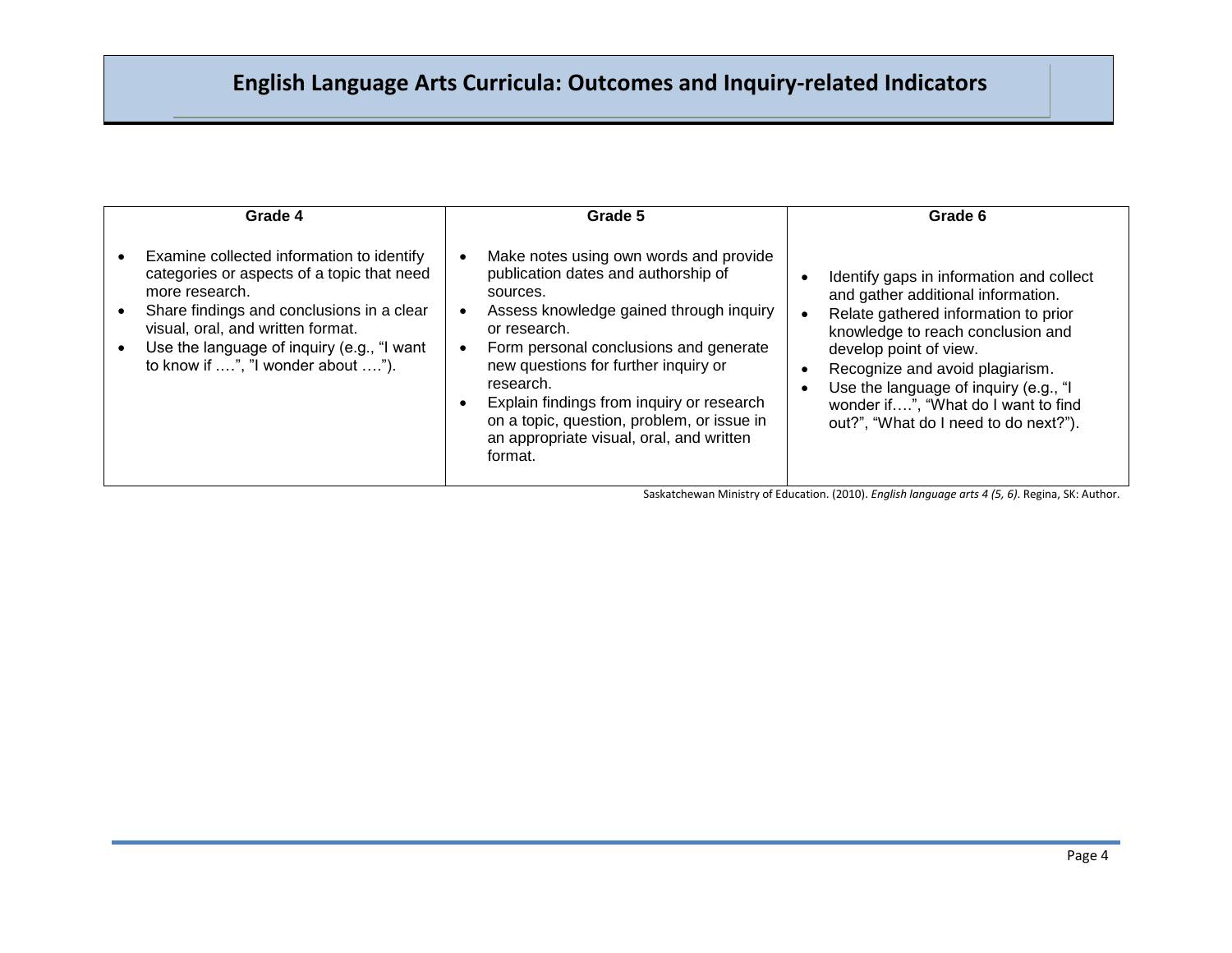# English Language Arts Curricula: Outcomes and Inquiry-related Indicators

| Grade 4 | Grade 5 | Grade 6 |
|---|---|---|
| • Examine collected information to identify categories or aspects of a topic that need more research.<br>• Share findings and conclusions in a clear visual, oral, and written format.<br>• Use the language of inquiry (e.g., "I want to know if ….", "I wonder about …."). | • Make notes using own words and provide publication dates and authorship of sources.<br>• Assess knowledge gained through inquiry or research.<br>• Form personal conclusions and generate new questions for further inquiry or research.<br>• Explain findings from inquiry or research on a topic, question, problem, or issue in an appropriate visual, oral, and written format. | • Identify gaps in information and collect and gather additional information.<br>• Relate gathered information to prior knowledge to reach conclusion and develop point of view.<br>• Recognize and avoid plagiarism.<br>• Use the language of inquiry (e.g., "I wonder if….", "What do I want to find out?", "What do I need to do next?"). |

Saskatchewan Ministry of Education. (2010). *English language arts 4 (5, 6)*. Regina, SK: Author.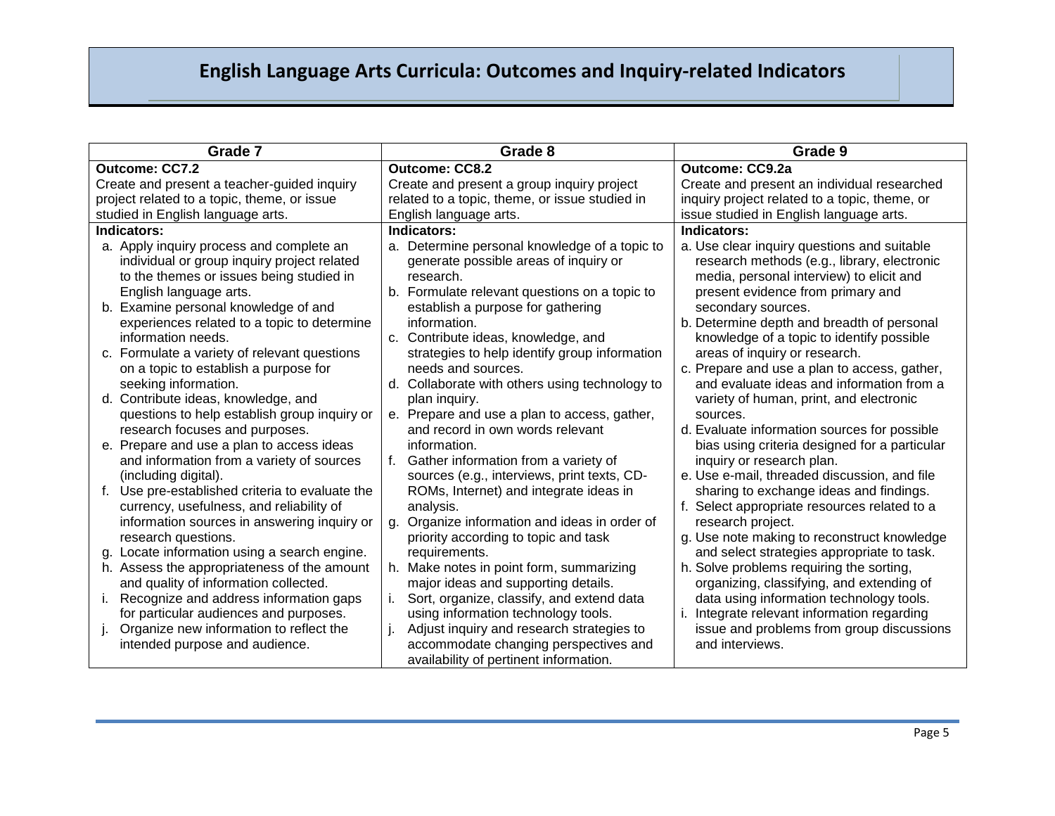# English Language Arts Curricula: Outcomes and Inquiry-related Indicators

| Grade 7 | Grade 8 | Grade 9 |
|---|---|---|
| **Outcome: CC7.2**<br>Create and present a teacher-guided inquiry project related to a topic, theme, or issue studied in English language arts. | **Outcome: CC8.2**<br>Create and present a group inquiry project related to a topic, theme, or issue studied in English language arts. | **Outcome: CC9.2a**<br>Create and present an individual researched inquiry project related to a topic, theme, or issue studied in English language arts. |
| **Indicators:**<br>a. Apply inquiry process and complete an individual or group inquiry project related to the themes or issues being studied in English language arts.<br>b. Examine personal knowledge of and experiences related to a topic to determine information needs.<br>c. Formulate a variety of relevant questions on a topic to establish a purpose for seeking information.<br>d. Contribute ideas, knowledge, and questions to help establish group inquiry or research focuses and purposes.<br>e. Prepare and use a plan to access ideas and information from a variety of sources (including digital).<br>f. Use pre-established criteria to evaluate the currency, usefulness, and reliability of information sources in answering inquiry or research questions.<br>g. Locate information using a search engine.<br>h. Assess the appropriateness of the amount and quality of information collected.<br>i. Recognize and address information gaps for particular audiences and purposes.<br>j. Organize new information to reflect the intended purpose and audience. | **Indicators:**<br>a. Determine personal knowledge of a topic to generate possible areas of inquiry or research.<br>b. Formulate relevant questions on a topic to establish a purpose for gathering information.<br>c. Contribute ideas, knowledge, and strategies to help identify group information needs and sources.<br>d. Collaborate with others using technology to plan inquiry.<br>e. Prepare and use a plan to access, gather, and record in own words relevant information.<br>f. Gather information from a variety of sources (e.g., interviews, print texts, CD-ROMs, Internet) and integrate ideas in analysis.<br>g. Organize information and ideas in order of priority according to topic and task requirements.<br>h. Make notes in point form, summarizing major ideas and supporting details.<br>i. Sort, organize, classify, and extend data using information technology tools.<br>j. Adjust inquiry and research strategies to accommodate changing perspectives and availability of pertinent information. | **Indicators:**<br>a. Use clear inquiry questions and suitable research methods (e.g., library, electronic media, personal interview) to elicit and present evidence from primary and secondary sources.<br>b. Determine depth and breadth of personal knowledge of a topic to identify possible areas of inquiry or research.<br>c. Prepare and use a plan to access, gather, and evaluate ideas and information from a variety of human, print, and electronic sources.<br>d. Evaluate information sources for possible bias using criteria designed for a particular inquiry or research plan.<br>e. Use e-mail, threaded discussion, and file sharing to exchange ideas and findings.<br>f. Select appropriate resources related to a research project.<br>g. Use note making to reconstruct knowledge and select strategies appropriate to task.<br>h. Solve problems requiring the sorting, organizing, classifying, and extending of data using information technology tools.<br>i. Integrate relevant information regarding issue and problems from group discussions and interviews. |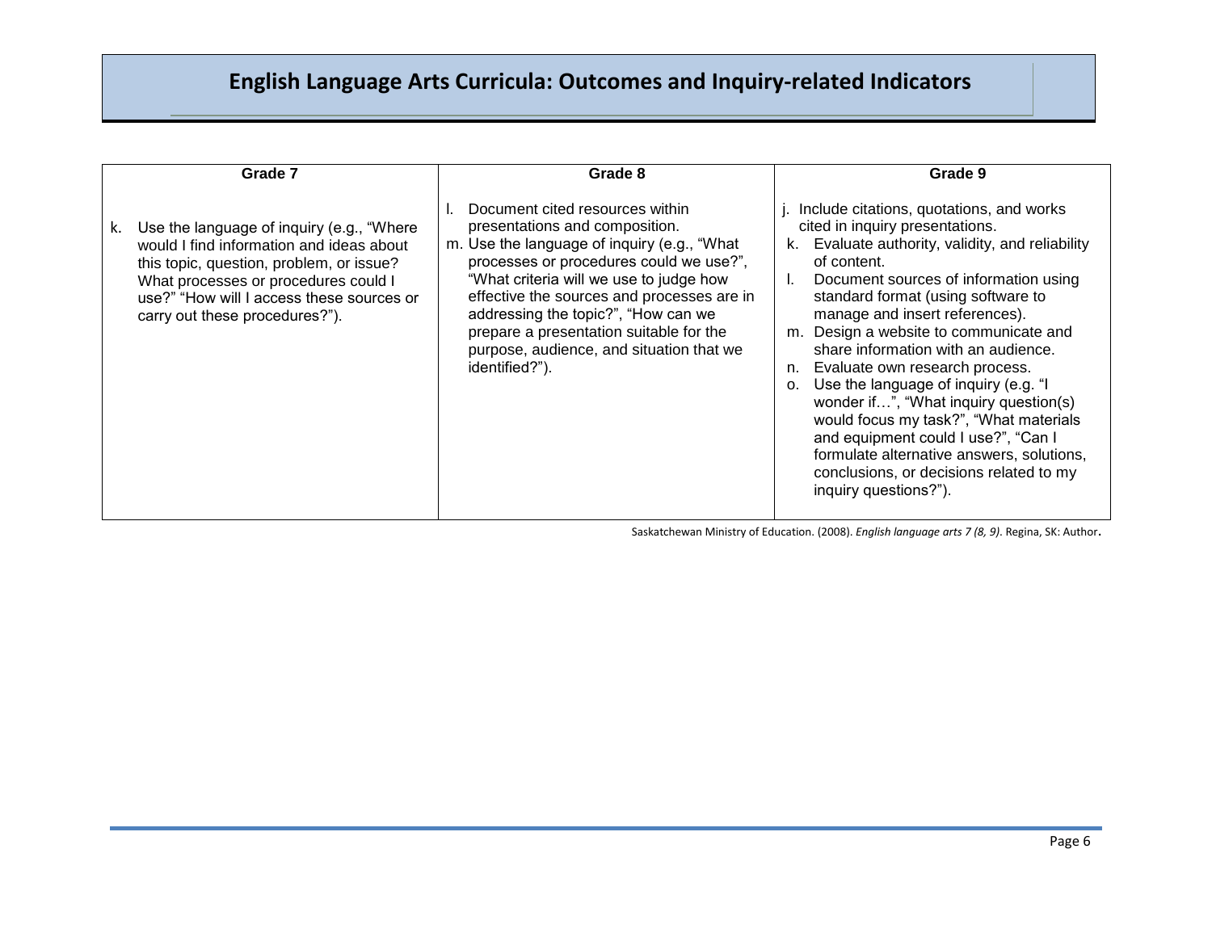# English Language Arts Curricula: Outcomes and Inquiry-related Indicators

| Grade 7 | Grade 8 | Grade 9 |
| --- | --- | --- |
| k. Use the language of inquiry (e.g., "Where would I find information and ideas about this topic, question, problem, or issue? What processes or procedures could I use?" "How will I access these sources or carry out these procedures?"). | l. Document cited resources within presentations and composition.<br>m. Use the language of inquiry (e.g., "What processes or procedures could we use?", "What criteria will we use to judge how effective the sources and processes are in addressing the topic?", "How can we prepare a presentation suitable for the purpose, audience, and situation that we identified?"). | j. Include citations, quotations, and works cited in inquiry presentations.<br>k. Evaluate authority, validity, and reliability of content.<br>l. Document sources of information using standard format (using software to manage and insert references).<br>m. Design a website to communicate and share information with an audience.<br>n. Evaluate own research process.<br>o. Use the language of inquiry (e.g. "I wonder if…", "What inquiry question(s) would focus my task?", "What materials and equipment could I use?", "Can I formulate alternative answers, solutions, conclusions, or decisions related to my inquiry questions?"). |

Saskatchewan Ministry of Education. (2008). *English language arts 7 (8, 9)*. Regina, SK: Author.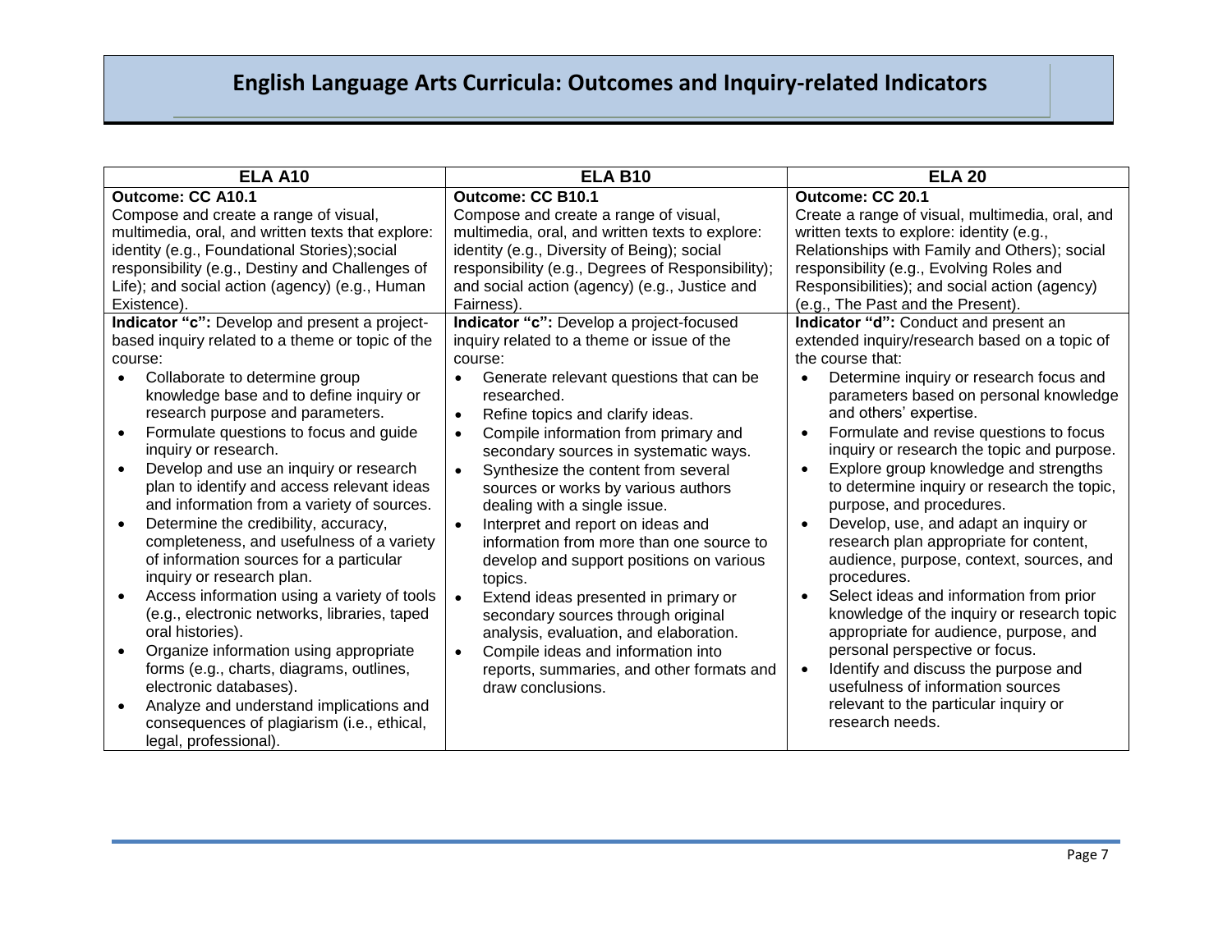# English Language Arts Curricula: Outcomes and Inquiry-related Indicators

| ELA A10 | ELA B10 | ELA 20 |
|---|---|---|
| **Outcome: CC A10.1**<br>Compose and create a range of visual, multimedia, oral, and written texts that explore: identity (e.g., Foundational Stories);social responsibility (e.g., Destiny and Challenges of Life); and social action (agency) (e.g., Human Existence). | **Outcome: CC B10.1**<br>Compose and create a range of visual, multimedia, oral, and written texts to explore: identity (e.g., Diversity of Being); social responsibility (e.g., Degrees of Responsibility); and social action (agency) (e.g., Justice and Fairness). | **Outcome: CC 20.1**<br>Create a range of visual, multimedia, oral, and written texts to explore: identity (e.g., Relationships with Family and Others); social responsibility (e.g., Evolving Roles and Responsibilities); and social action (agency) (e.g., The Past and the Present). |
| **Indicator "c":** Develop and present a project-based inquiry related to a theme or topic of the course:<br>• Collaborate to determine group knowledge base and to define inquiry or research purpose and parameters.<br>• Formulate questions to focus and guide inquiry or research.<br>• Develop and use an inquiry or research plan to identify and access relevant ideas and information from a variety of sources.<br>• Determine the credibility, accuracy, completeness, and usefulness of a variety of information sources for a particular inquiry or research plan.<br>• Access information using a variety of tools (e.g., electronic networks, libraries, taped oral histories).<br>• Organize information using appropriate forms (e.g., charts, diagrams, outlines, electronic databases).<br>• Analyze and understand implications and consequences of plagiarism (i.e., ethical, legal, professional). | **Indicator "c":** Develop a project-focused inquiry related to a theme or issue of the course:<br>• Generate relevant questions that can be researched.<br>• Refine topics and clarify ideas.<br>• Compile information from primary and secondary sources in systematic ways.<br>• Synthesize the content from several sources or works by various authors dealing with a single issue.<br>• Interpret and report on ideas and information from more than one source to develop and support positions on various topics.<br>• Extend ideas presented in primary or secondary sources through original analysis, evaluation, and elaboration.<br>• Compile ideas and information into reports, summaries, and other formats and draw conclusions. | **Indicator "d":** Conduct and present an extended inquiry/research based on a topic of the course that:<br>• Determine inquiry or research focus and parameters based on personal knowledge and others' expertise.<br>• Formulate and revise questions to focus inquiry or research the topic and purpose.<br>• Explore group knowledge and strengths to determine inquiry or research the topic, purpose, and procedures.<br>• Develop, use, and adapt an inquiry or research plan appropriate for content, audience, purpose, context, sources, and procedures.<br>• Select ideas and information from prior knowledge of the inquiry or research topic appropriate for audience, purpose, and personal perspective or focus.<br>• Identify and discuss the purpose and usefulness of information sources relevant to the particular inquiry or research needs. |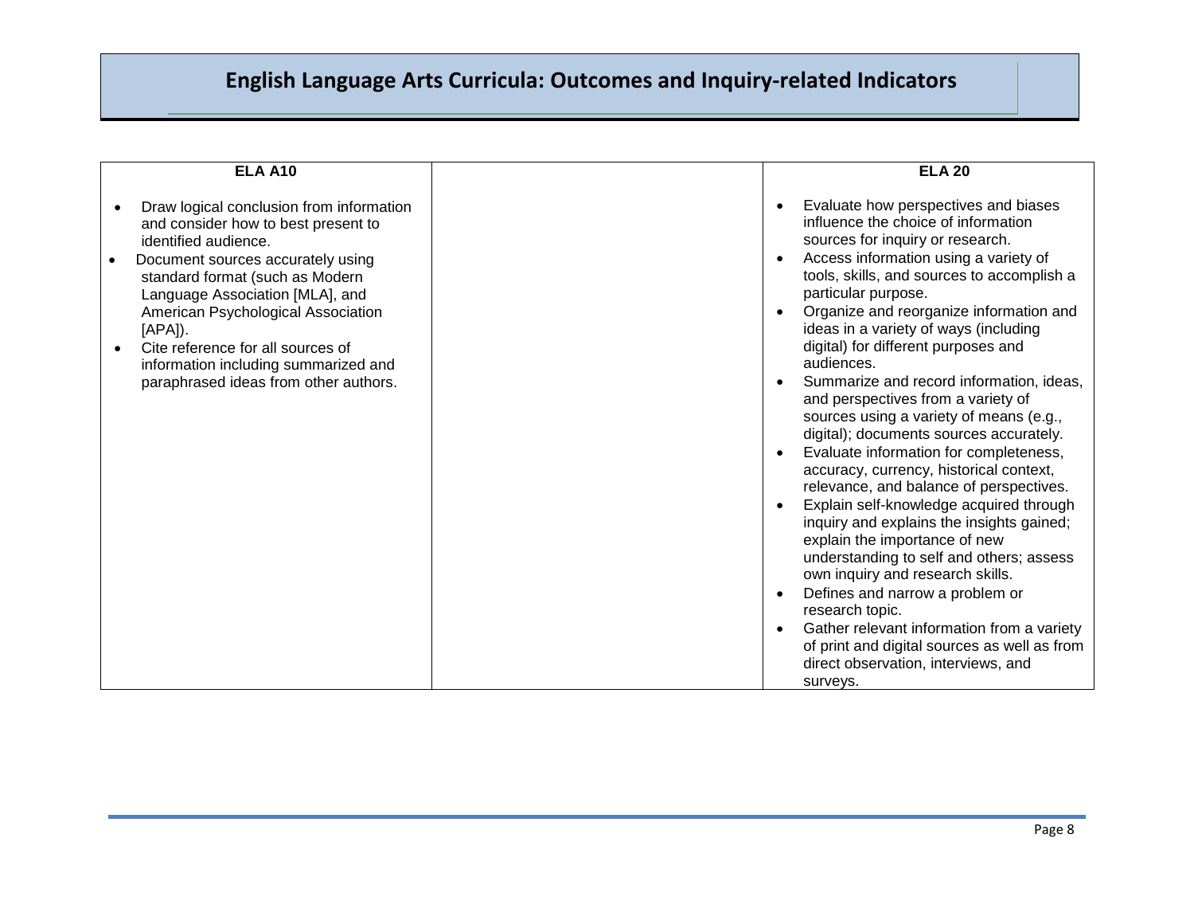# English Language Arts Curricula: Outcomes and Inquiry-related Indicators

| ELA A10 | | ELA 20 |
|---|---|---|
| • Draw logical conclusion from information and consider how to best present to identified audience.<br>• Document sources accurately using standard format (such as Modern Language Association [MLA], and American Psychological Association [APA]).<br>• Cite reference for all sources of information including summarized and paraphrased ideas from other authors. | | • Evaluate how perspectives and biases influence the choice of information sources for inquiry or research.<br>• Access information using a variety of tools, skills, and sources to accomplish a particular purpose.<br>• Organize and reorganize information and ideas in a variety of ways (including digital) for different purposes and audiences.<br>• Summarize and record information, ideas, and perspectives from a variety of sources using a variety of means (e.g., digital); documents sources accurately.<br>• Evaluate information for completeness, accuracy, currency, historical context, relevance, and balance of perspectives.<br>• Explain self-knowledge acquired through inquiry and explains the insights gained; explain the importance of new understanding to self and others; assess own inquiry and research skills.<br>• Defines and narrow a problem or research topic.<br>• Gather relevant information from a variety of print and digital sources as well as from direct observation, interviews, and surveys. |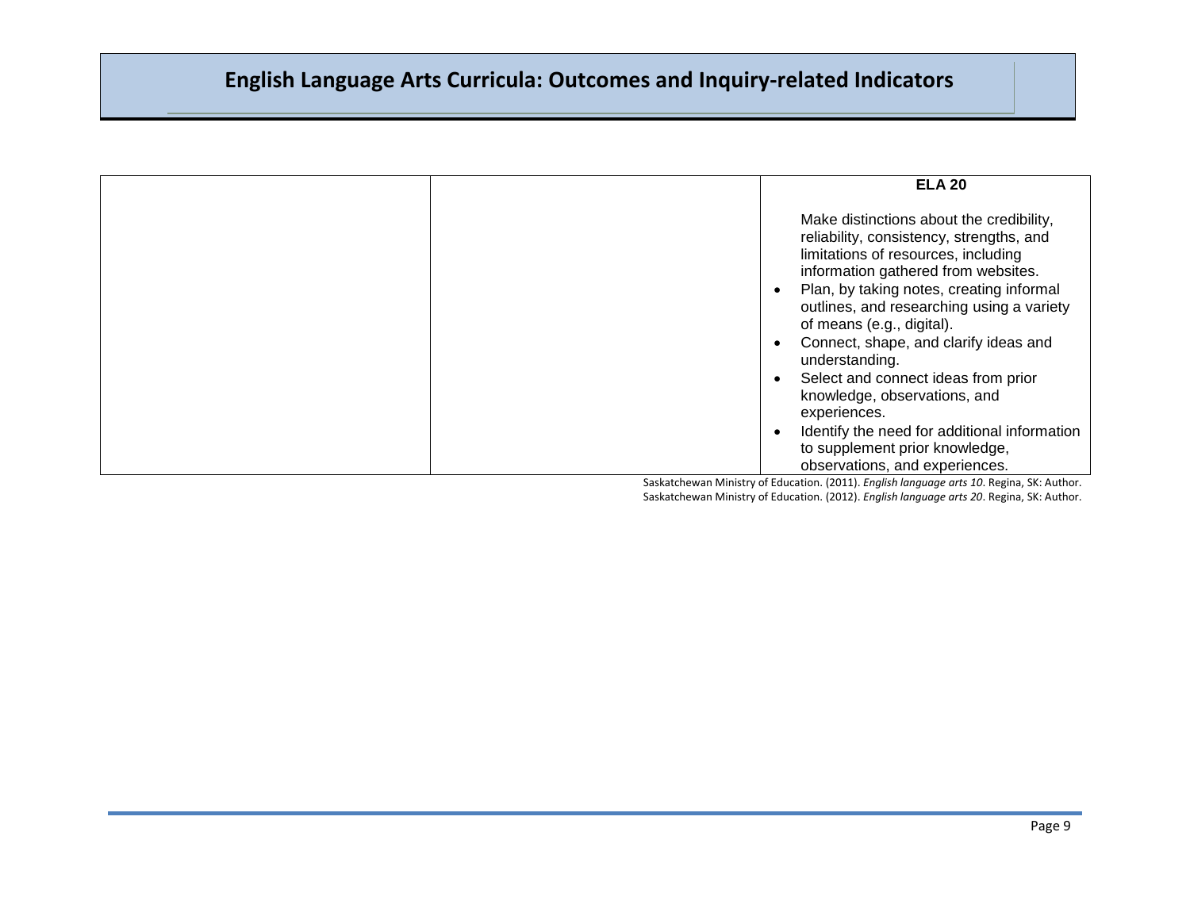# English Language Arts Curricula: Outcomes and Inquiry-related Indicators

| | | ELA 20 |
|---|---|---|
| | | Make distinctions about the credibility, reliability, consistency, strengths, and limitations of resources, including information gathered from websites.<br>• Plan, by taking notes, creating informal outlines, and researching using a variety of means (e.g., digital).<br>• Connect, shape, and clarify ideas and understanding.<br>• Select and connect ideas from prior knowledge, observations, and experiences.<br>• Identify the need for additional information to supplement prior knowledge, observations, and experiences. |

Saskatchewan Ministry of Education. (2011). *English language arts 10*. Regina, SK: Author.
Saskatchewan Ministry of Education. (2012). *English language arts 20*. Regina, SK: Author.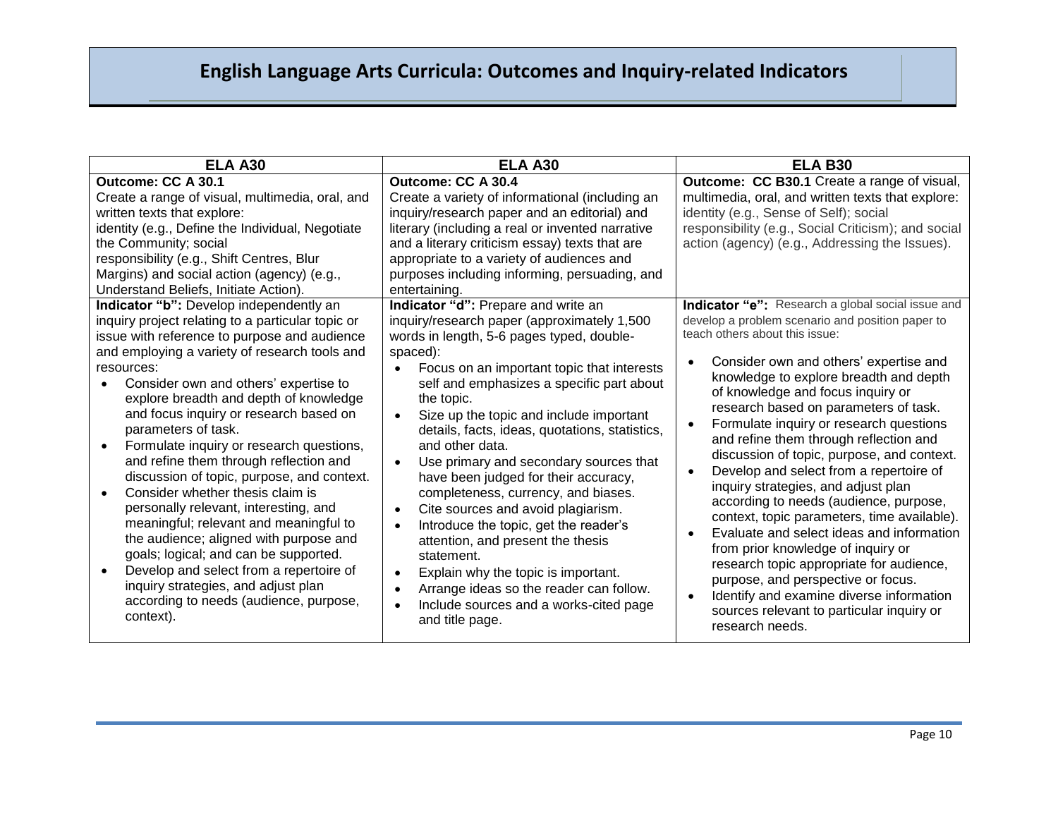# English Language Arts Curricula: Outcomes and Inquiry-related Indicators

| ELA A30 | ELA A30 | ELA B30 |
|---|---|---|
| **Outcome: CC A 30.1**<br>Create a range of visual, multimedia, oral, and written texts that explore:<br>identity (e.g., Define the Individual, Negotiate the Community; social responsibility (e.g., Shift Centres, Blur Margins) and social action (agency) (e.g., Understand Beliefs, Initiate Action). | **Outcome: CC A 30.4**<br>Create a variety of informational (including an inquiry/research paper and an editorial) and literary (including a real or invented narrative and a literary criticism essay) texts that are appropriate to a variety of audiences and purposes including informing, persuading, and entertaining. | **Outcome: CC B30.1** Create a range of visual, multimedia, oral, and written texts that explore: identity (e.g., Sense of Self); social responsibility (e.g., Social Criticism); and social action (agency) (e.g., Addressing the Issues). |
| **Indicator "b":** Develop independently an inquiry project relating to a particular topic or issue with reference to purpose and audience and employing a variety of research tools and resources:<br>• Consider own and others' expertise to explore breadth and depth of knowledge and focus inquiry or research based on parameters of task.<br>• Formulate inquiry or research questions, and refine them through reflection and discussion of topic, purpose, and context.<br>• Consider whether thesis claim is personally relevant, interesting, and meaningful; relevant and meaningful to the audience; aligned with purpose and goals; logical; and can be supported.<br>• Develop and select from a repertoire of inquiry strategies, and adjust plan according to needs (audience, purpose, context). | **Indicator "d":** Prepare and write an inquiry/research paper (approximately 1,500 words in length, 5-6 pages typed, double-spaced):<br>• Focus on an important topic that interests self and emphasizes a specific part about the topic.<br>• Size up the topic and include important details, facts, ideas, quotations, statistics, and other data.<br>• Use primary and secondary sources that have been judged for their accuracy, completeness, currency, and biases.<br>• Cite sources and avoid plagiarism.<br>• Introduce the topic, get the reader's attention, and present the thesis statement.<br>• Explain why the topic is important.<br>• Arrange ideas so the reader can follow.<br>• Include sources and a works-cited page and title page. | **Indicator "e":** Research a global social issue and develop a problem scenario and position paper to teach others about this issue:<br>• Consider own and others' expertise and knowledge to explore breadth and depth of knowledge and focus inquiry or research based on parameters of task.<br>• Formulate inquiry or research questions and refine them through reflection and discussion of topic, purpose, and context.<br>• Develop and select from a repertoire of inquiry strategies, and adjust plan according to needs (audience, purpose, context, topic parameters, time available).<br>• Evaluate and select ideas and information from prior knowledge of inquiry or research topic appropriate for audience, purpose, and perspective or focus.<br>• Identify and examine diverse information sources relevant to particular inquiry or research needs. |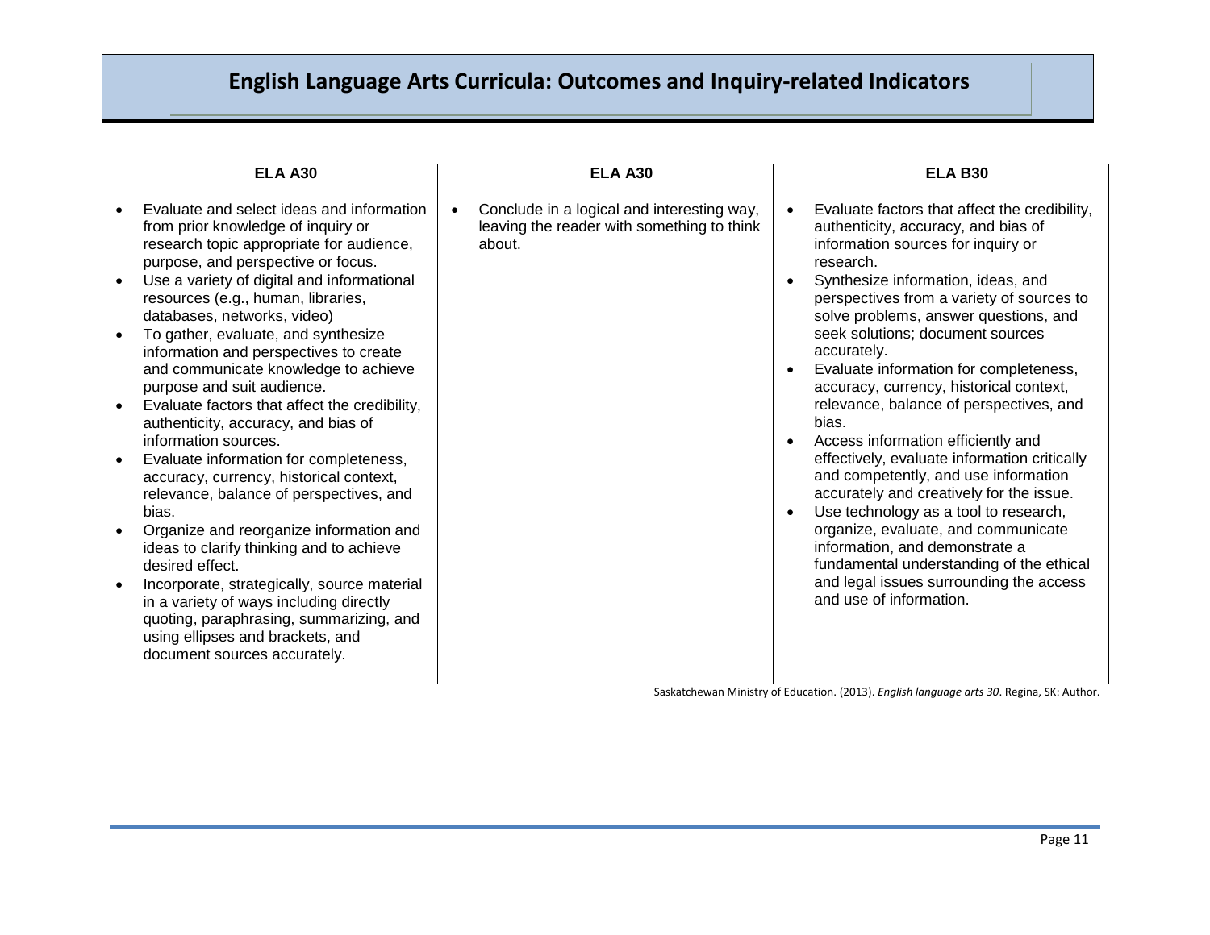# English Language Arts Curricula: Outcomes and Inquiry-related Indicators

| ELA A30 | ELA A30 | ELA B30 |
|---|---|---|
| • Evaluate and select ideas and information from prior knowledge of inquiry or research topic appropriate for audience, purpose, and perspective or focus.<br>• Use a variety of digital and informational resources (e.g., human, libraries, databases, networks, video)<br>• To gather, evaluate, and synthesize information and perspectives to create and communicate knowledge to achieve purpose and suit audience.<br>• Evaluate factors that affect the credibility, authenticity, accuracy, and bias of information sources.<br>• Evaluate information for completeness, accuracy, currency, historical context, relevance, balance of perspectives, and bias.<br>• Organize and reorganize information and ideas to clarify thinking and to achieve desired effect.<br>• Incorporate, strategically, source material in a variety of ways including directly quoting, paraphrasing, summarizing, and using ellipses and brackets, and document sources accurately. | • Conclude in a logical and interesting way, leaving the reader with something to think about. | • Evaluate factors that affect the credibility, authenticity, accuracy, and bias of information sources for inquiry or research.<br>• Synthesize information, ideas, and perspectives from a variety of sources to solve problems, answer questions, and seek solutions; document sources accurately.<br>• Evaluate information for completeness, accuracy, currency, historical context, relevance, balance of perspectives, and bias.<br>• Access information efficiently and effectively, evaluate information critically and competently, and use information accurately and creatively for the issue.<br>• Use technology as a tool to research, organize, evaluate, and communicate information, and demonstrate a fundamental understanding of the ethical and legal issues surrounding the access and use of information. |

Saskatchewan Ministry of Education. (2013). *English language arts 30*. Regina, SK: Author.